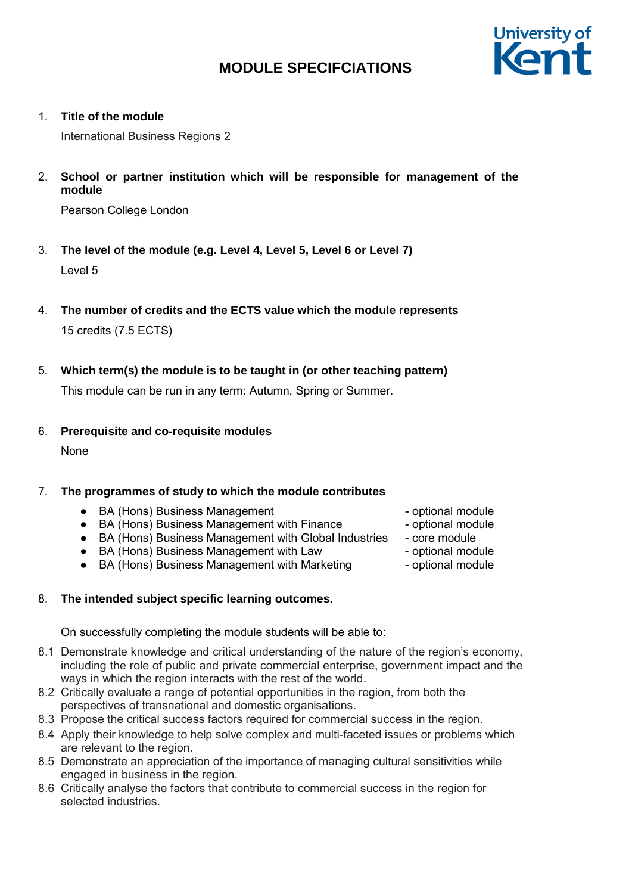# MODULE SPECIFCIATIONS

University of Kent

1. **Title of the module**

   International Business Regions 2

2. **School or partner institution which will be responsible for management of the module**

   Pearson College London

3. **The level of the module (e.g. Level 4, Level 5, Level 6 or Level 7)**

   Level 5

4. **The number of credits and the ECTS value which the module represents**

   15 credits (7.5 ECTS)

5. **Which term(s) the module is to be taught in (or other teaching pattern)**

   This module can be run in any term: Autumn, Spring or Summer.

6. **Prerequisite and co-requisite modules**

   None

7. **The programmes of study to which the module contributes**

   - BA (Hons) Business Management - optional module
   - BA (Hons) Business Management with Finance - optional module
   - BA (Hons) Business Management with Global Industries - core module
   - BA (Hons) Business Management with Law - optional module
   - BA (Hons) Business Management with Marketing - optional module

8. **The intended subject specific learning outcomes.**

   On successfully completing the module students will be able to:

8.1 Demonstrate knowledge and critical understanding of the nature of the region's economy, including the role of public and private commercial enterprise, government impact and the ways in which the region interacts with the rest of the world.

8.2 Critically evaluate a range of potential opportunities in the region, from both the perspectives of transnational and domestic organisations.

8.3 Propose the critical success factors required for commercial success in the region.

8.4 Apply their knowledge to help solve complex and multi-faceted issues or problems which are relevant to the region.

8.5 Demonstrate an appreciation of the importance of managing cultural sensitivities while engaged in business in the region.

8.6 Critically analyse the factors that contribute to commercial success in the region for selected industries.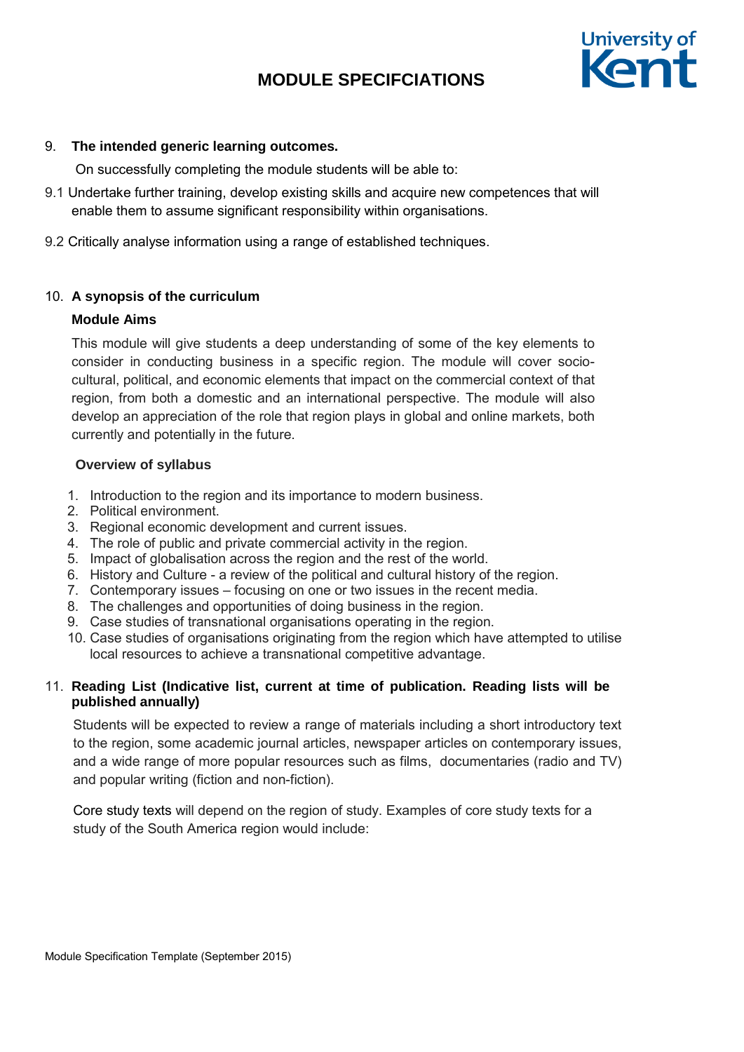# MODULE SPECIFCIATIONS

9. **The intended generic learning outcomes.**

On successfully completing the module students will be able to:

9.1 Undertake further training, develop existing skills and acquire new competences that will enable them to assume significant responsibility within organisations.

9.2 Critically analyse information using a range of established techniques.

10. **A synopsis of the curriculum**

**Module Aims**

This module will give students a deep understanding of some of the key elements to consider in conducting business in a specific region. The module will cover socio-cultural, political, and economic elements that impact on the commercial context of that region, from both a domestic and an international perspective. The module will also develop an appreciation of the role that region plays in global and online markets, both currently and potentially in the future.

**Overview of syllabus**

1. Introduction to the region and its importance to modern business.
2. Political environment.
3. Regional economic development and current issues.
4. The role of public and private commercial activity in the region.
5. Impact of globalisation across the region and the rest of the world.
6. History and Culture - a review of the political and cultural history of the region.
7. Contemporary issues – focusing on one or two issues in the recent media.
8. The challenges and opportunities of doing business in the region.
9. Case studies of transnational organisations operating in the region.
10. Case studies of organisations originating from the region which have attempted to utilise local resources to achieve a transnational competitive advantage.

11. **Reading List (Indicative list, current at time of publication. Reading lists will be published annually)**

Students will be expected to review a range of materials including a short introductory text to the region, some academic journal articles, newspaper articles on contemporary issues, and a wide range of more popular resources such as films, documentaries (radio and TV) and popular writing (fiction and non-fiction).

Core study texts will depend on the region of study. Examples of core study texts for a study of the South America region would include: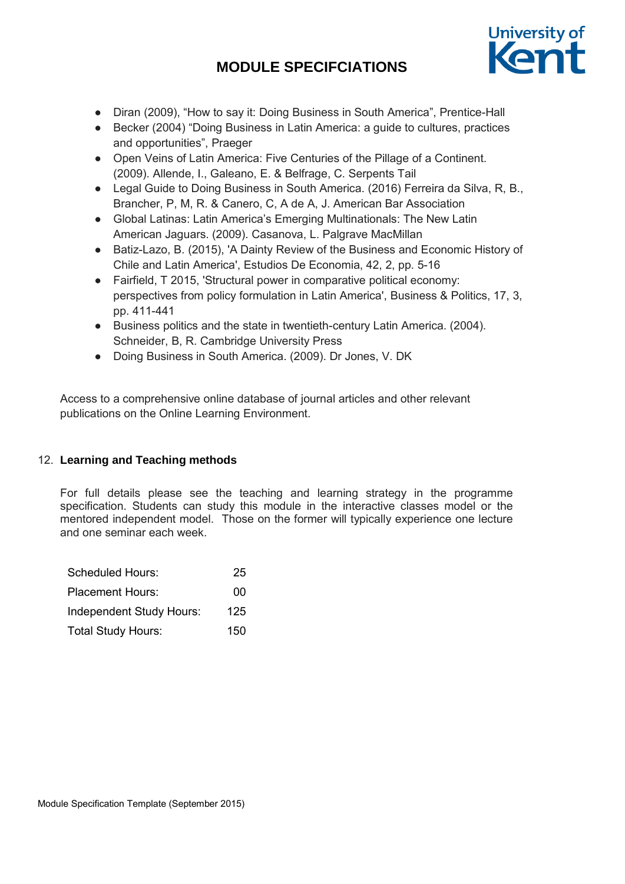- Diran (2009), "How to say it: Doing Business in South America", Prentice-Hall
- Becker (2004) "Doing Business in Latin America: a guide to cultures, practices and opportunities", Praeger
- Open Veins of Latin America: Five Centuries of the Pillage of a Continent. (2009). Allende, I., Galeano, E. & Belfrage, C. Serpents Tail
- Legal Guide to Doing Business in South America. (2016) Ferreira da Silva, R, B., Brancher, P, M, R. & Canero, C, A de A, J. American Bar Association
- Global Latinas: Latin America's Emerging Multinationals: The New Latin American Jaguars. (2009). Casanova, L. Palgrave MacMillan
- Batiz-Lazo, B. (2015), 'A Dainty Review of the Business and Economic History of Chile and Latin America', Estudios De Economia, 42, 2, pp. 5-16
- Fairfield, T 2015, 'Structural power in comparative political economy: perspectives from policy formulation in Latin America', Business & Politics, 17, 3, pp. 411-441
- Business politics and the state in twentieth-century Latin America. (2004). Schneider, B, R. Cambridge University Press
- Doing Business in South America. (2009). Dr Jones, V. DK

Access to a comprehensive online database of journal articles and other relevant publications on the Online Learning Environment.

## 12. Learning and Teaching methods

For full details please see the teaching and learning strategy in the programme specification. Students can study this module in the interactive classes model or the mentored independent model. Those on the former will typically experience one lecture and one seminar each week.

| | |
|---|---|
| Scheduled Hours: | 25 |
| Placement Hours: | 00 |
| Independent Study Hours: | 125 |
| Total Study Hours: | 150 |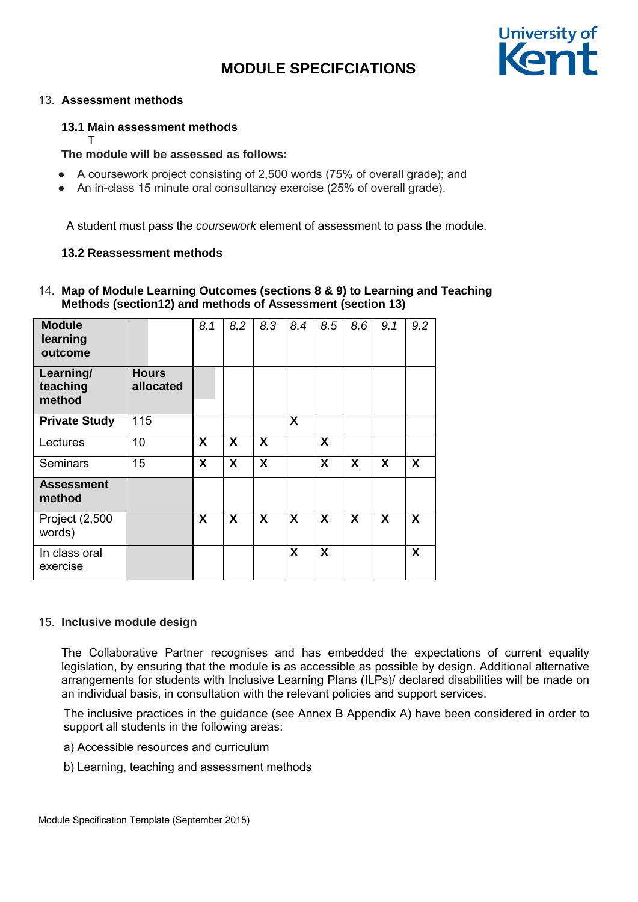# MODULE SPECIFCIATIONS

13. **Assessment methods**

**13.1 Main assessment methods**

T

**The module will be assessed as follows:**

- A coursework project consisting of 2,500 words (75% of overall grade); and
- An in-class 15 minute oral consultancy exercise (25% of overall grade).

A student must pass the *coursework* element of assessment to pass the module.

**13.2 Reassessment methods**

14. **Map of Module Learning Outcomes (sections 8 & 9) to Learning and Teaching Methods (section12) and methods of Assessment (section 13)**

| **Module learning outcome** | | *8.1* | *8.2* | *8.3* | *8.4* | *8.5* | *8.6* | *9.1* | *9.2* |
|---|---|---|---|---|---|---|---|---|---|
| **Learning/ teaching method** | **Hours allocated** | | | | | | | | |
| **Private Study** | 115 | | | | **X** | | | | |
| Lectures | 10 | **X** | **X** | **X** | | **X** | | | |
| Seminars | 15 | **X** | **X** | **X** | | **X** | **X** | **X** | **X** |
| **Assessment method** | | | | | | | | | |
| Project (2,500 words) | | **X** | **X** | **X** | **X** | **X** | **X** | **X** | **X** |
| In class oral exercise | | | | | **X** | **X** | | | **X** |

15. **Inclusive module design**

The Collaborative Partner recognises and has embedded the expectations of current equality legislation, by ensuring that the module is as accessible as possible by design. Additional alternative arrangements for students with Inclusive Learning Plans (ILPs)/ declared disabilities will be made on an individual basis, in consultation with the relevant policies and support services.

The inclusive practices in the guidance (see Annex B Appendix A) have been considered in order to support all students in the following areas:

a) Accessible resources and curriculum

b) Learning, teaching and assessment methods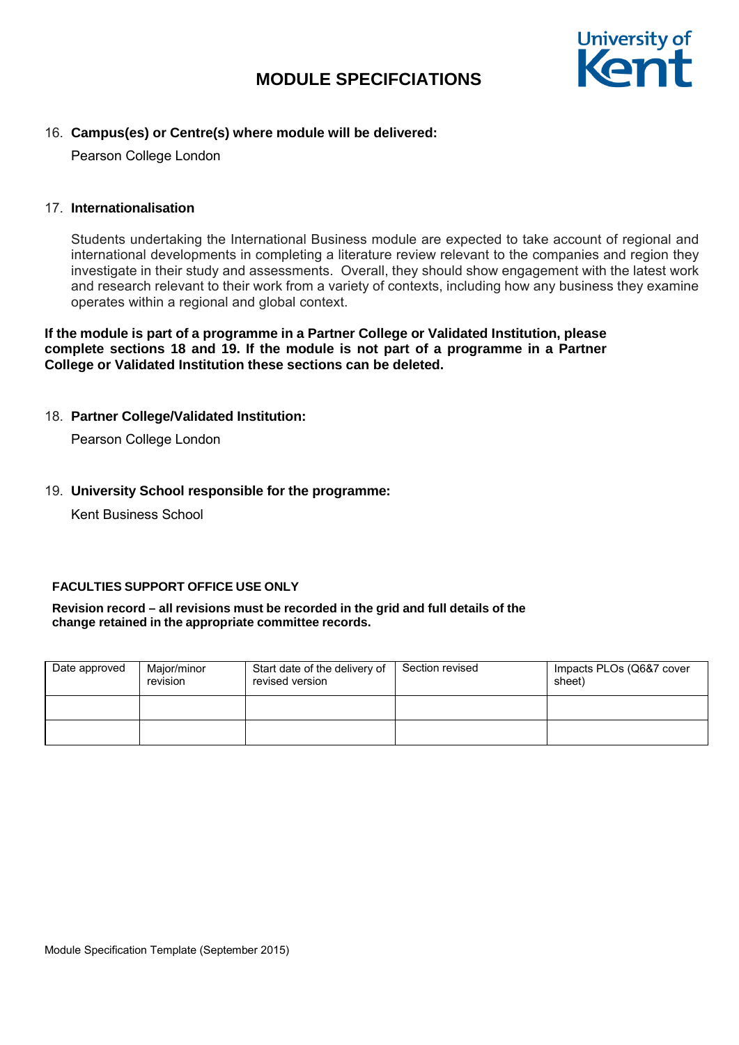# MODULE SPECIFCIATIONS

16. **Campus(es) or Centre(s) where module will be delivered:**

    Pearson College London

17. **Internationalisation**

    Students undertaking the International Business module are expected to take account of regional and international developments in completing a literature review relevant to the companies and region they investigate in their study and assessments. Overall, they should show engagement with the latest work and research relevant to their work from a variety of contexts, including how any business they examine operates within a regional and global context.

**If the module is part of a programme in a Partner College or Validated Institution, please complete sections 18 and 19. If the module is not part of a programme in a Partner College or Validated Institution these sections can be deleted.**

18. **Partner College/Validated Institution:**

    Pearson College London

19. **University School responsible for the programme:**

    Kent Business School

**FACULTIES SUPPORT OFFICE USE ONLY**

**Revision record – all revisions must be recorded in the grid and full details of the change retained in the appropriate committee records.**

| Date approved | Major/minor revision | Start date of the delivery of revised version | Section revised | Impacts PLOs (Q6&7 cover sheet) |
|---|---|---|---|---|
| | | | | |
| | | | | |

Module Specification Template (September 2015)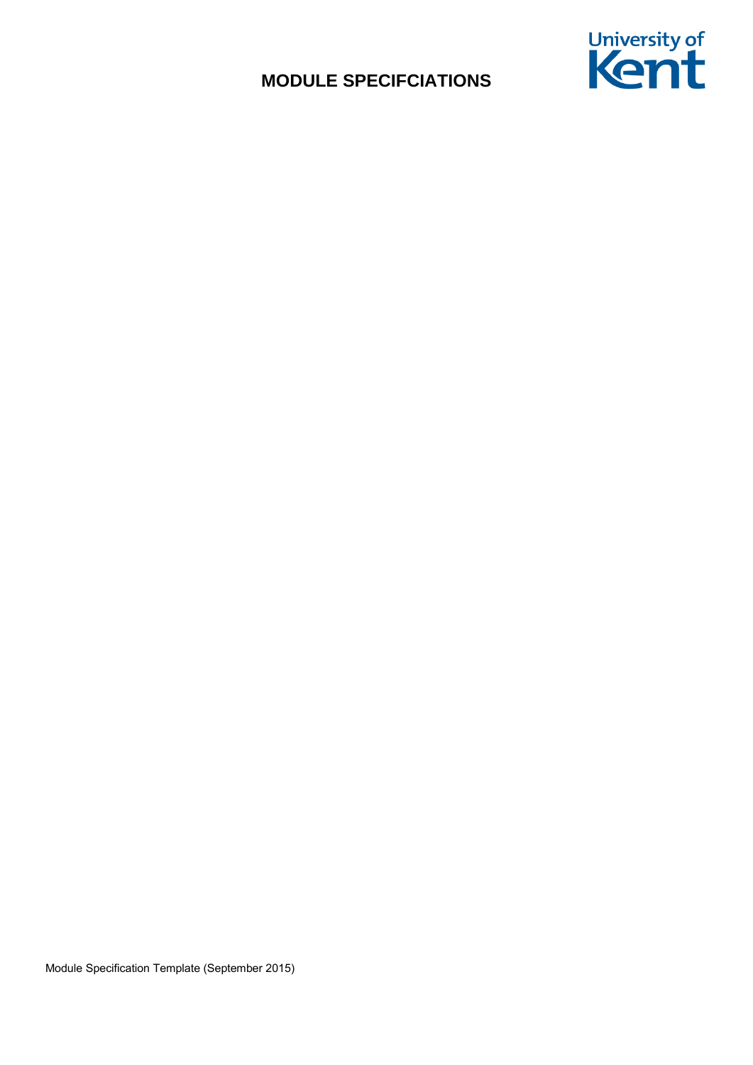**MODULE SPECIFCIATIONS**